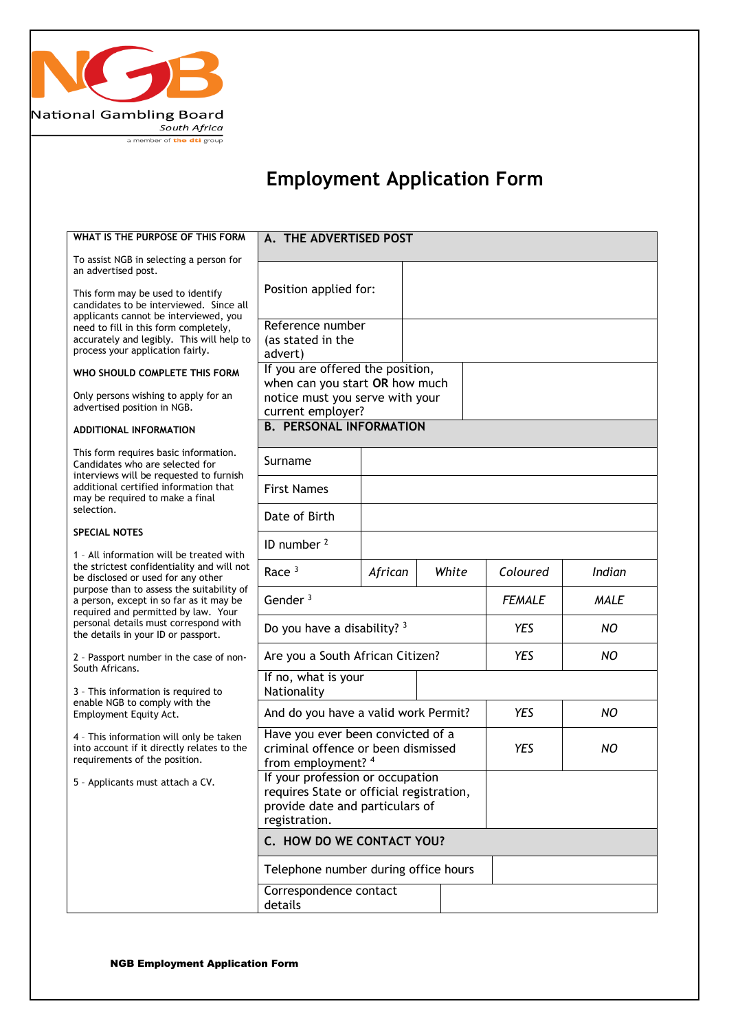National Gambling Board
South Africa
a member of the dti group

# Employment Application Form

**WHAT IS THE PURPOSE OF THIS FORM**

To assist NGB in selecting a person for an advertised post.

This form may be used to identify candidates to be interviewed. Since all applicants cannot be interviewed, you need to fill in this form completely, accurately and legibly. This will help to process your application fairly.

**WHO SHOULD COMPLETE THIS FORM**

Only persons wishing to apply for an advertised position in NGB.

**ADDITIONAL INFORMATION**

This form requires basic information. Candidates who are selected for interviews will be requested to furnish additional certified information that may be required to make a final selection.

**SPECIAL NOTES**

1 - All information will be treated with the strictest confidentiality and will not be disclosed or used for any other purpose than to assess the suitability of a person, except in so far as it may be required and permitted by law. Your personal details must correspond with the details in your ID or passport.

2 - Passport number in the case of non-South Africans.

3 - This information is required to enable NGB to comply with the Employment Equity Act.

4 - This information will only be taken into account if it directly relates to the requirements of the position.

5 - Applicants must attach a CV.

## A. THE ADVERTISED POST

| | |
|---|---|
| Position applied for: | |
| Reference number (as stated in the advert) | |
| If you are offered the position, when can you start **OR** how much notice must you serve with your current employer? | |

## B. PERSONAL INFORMATION

| | | | | |
|---|---|---|---|---|
| Surname | | | | |
| First Names | | | | |
| Date of Birth | | | | |
| ID number [2] | | | | |
| Race [3] | *African* | *White* | *Coloured* | *Indian* |
| Gender [3] | | | *FEMALE* | *MALE* |
| Do you have a disability? [3] | | | *YES* | *NO* |
| Are you a South African Citizen? | | | *YES* | *NO* |
| If no, what is your Nationality | | | | |
| And do you have a valid work Permit? | | | *YES* | *NO* |
| Have you ever been convicted of a criminal offence or been dismissed from employment? [4] | | | *YES* | *NO* |
| If your profession or occupation requires State or official registration, provide date and particulars of registration. | | | | |

## C. HOW DO WE CONTACT YOU?

| | |
|---|---|
| Telephone number during office hours | |
| Correspondence contact details | |

**NGB Employment Application Form**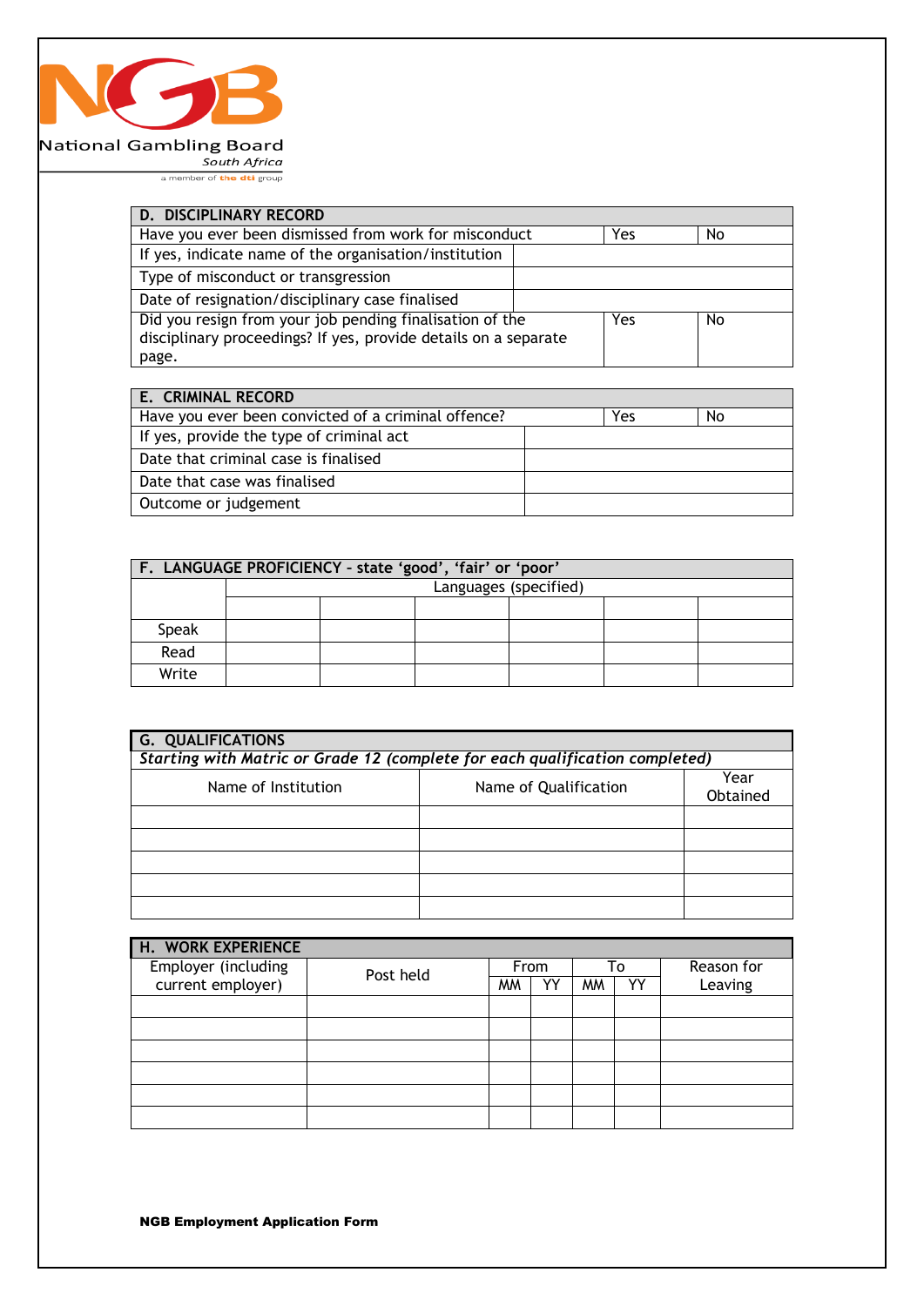National Gambling Board
*South Africa*
a member of the dti group

| D. DISCIPLINARY RECORD | | | |
|---|---|---|---|
| Have you ever been dismissed from work for misconduct | | Yes | No |
| If yes, indicate name of the organisation/institution | | | |
| Type of misconduct or transgression | | | |
| Date of resignation/disciplinary case finalised | | | |
| Did you resign from your job pending finalisation of the disciplinary proceedings? If yes, provide details on a separate page. | | Yes | No |

| E. CRIMINAL RECORD | | | |
|---|---|---|---|
| Have you ever been convicted of a criminal offence? | | Yes | No |
| If yes, provide the type of criminal act | | | |
| Date that criminal case is finalised | | | |
| Date that case was finalised | | | |
| Outcome or judgement | | | |

| F. LANGUAGE PROFICIENCY - state 'good', 'fair' or 'poor' | | | | | | |
|---|---|---|---|---|---|---|
| | Languages (specified) | | | | | |
| | | | | | | |
| Speak | | | | | | |
| Read | | | | | | |
| Write | | | | | | |

| G. QUALIFICATIONS | | |
|---|---|---|
| *Starting with Matric or Grade 12 (complete for each qualification completed)* | | |
| Name of Institution | Name of Qualification | Year Obtained |
| | | |
| | | |
| | | |
| | | |
| | | |

| H. WORK EXPERIENCE | | | | | | |
|---|---|---|---|---|---|---|
| Employer (including current employer) | Post held | From | | To | | Reason for Leaving |
| | | MM | YY | MM | YY | |
| | | | | | | |
| | | | | | | |
| | | | | | | |
| | | | | | | |
| | | | | | | |
| | | | | | | |

**NGB Employment Application Form**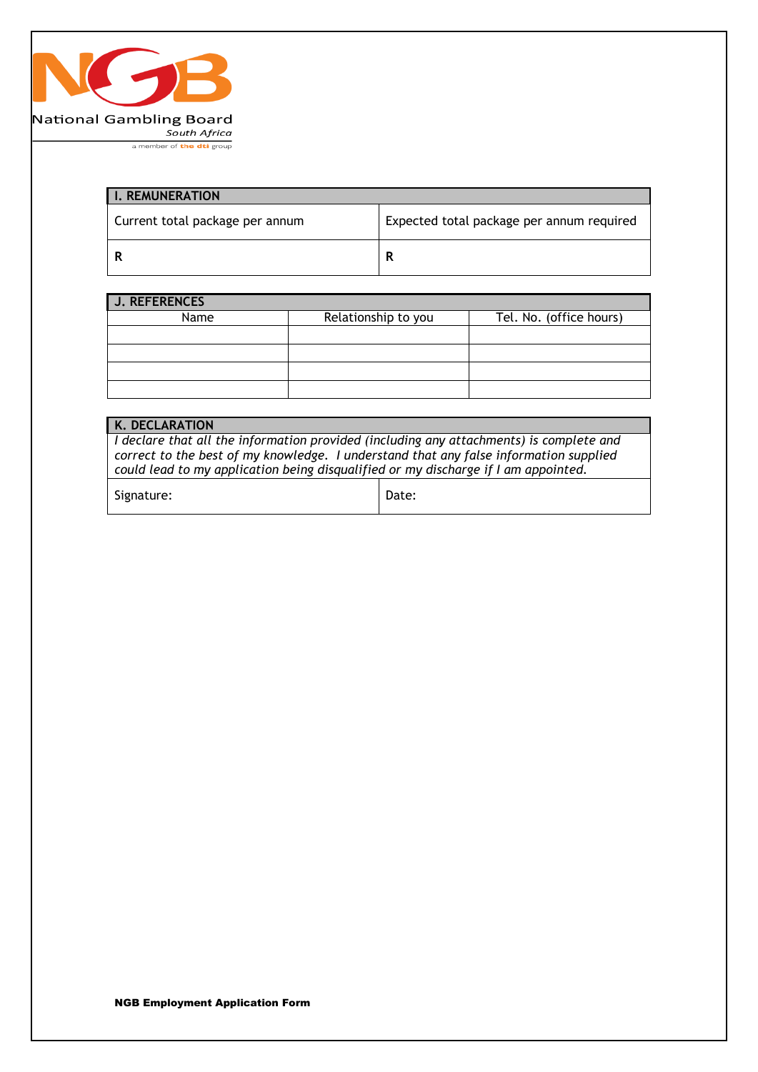National Gambling Board
South Africa
a member of the dti group

| I. REMUNERATION | |
|---|---|
| Current total package per annum | Expected total package per annum required |
| **R** | **R** |

| J. REFERENCES | | |
|---|---|---|
| Name | Relationship to you | Tel. No. (office hours) |
| | | |
| | | |
| | | |
| | | |

| K. DECLARATION | |
|---|---|
| *I declare that all the information provided (including any attachments) is complete and correct to the best of my knowledge. I understand that any false information supplied could lead to my application being disqualified or my discharge if I am appointed.* | |
| Signature: | Date: |

**NGB Employment Application Form**